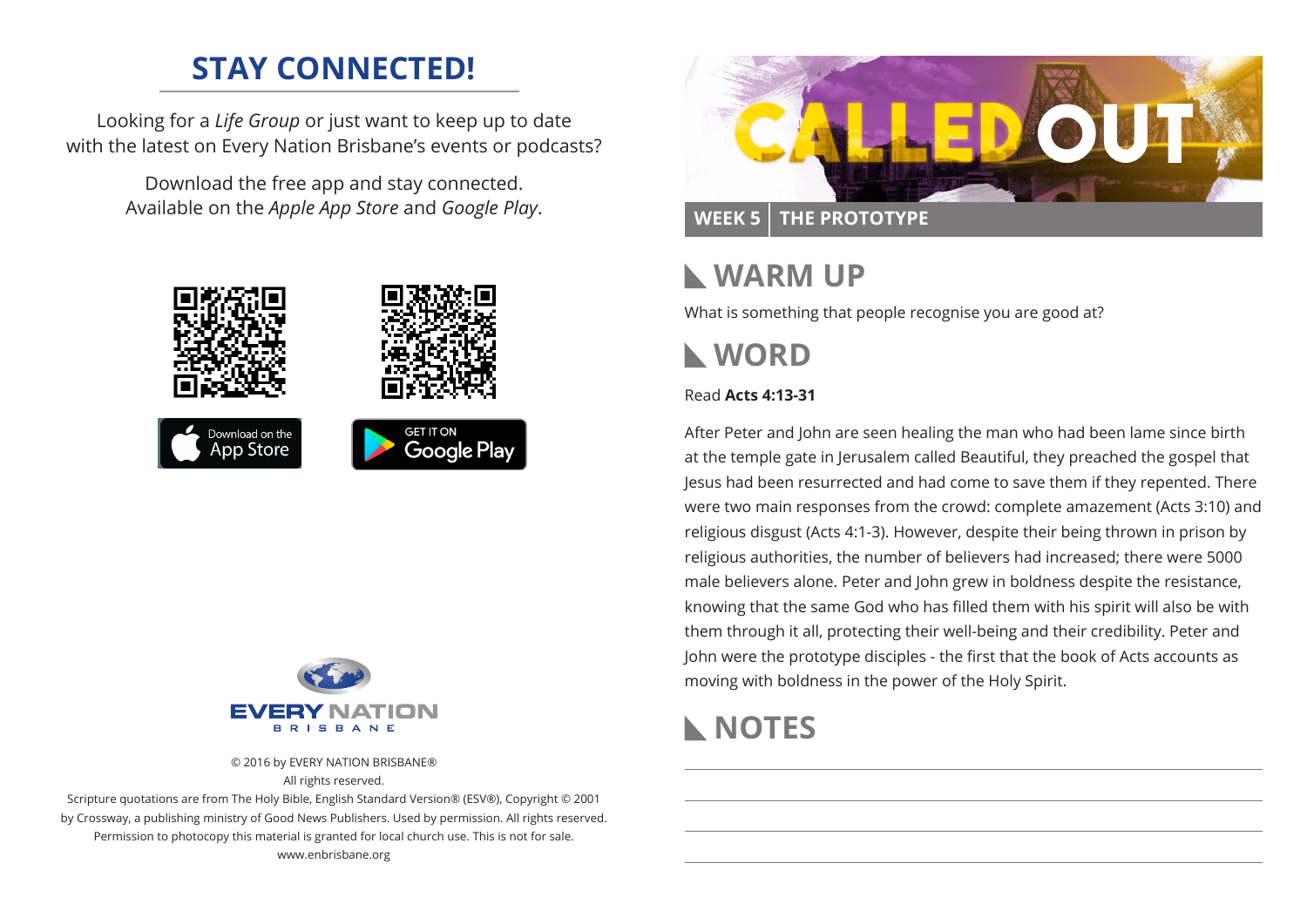## STAY CONNECTED!

Looking for a *Life Group* or just want to keep up to date with the latest on Every Nation Brisbane's events or podcasts?

Download the free app and stay connected. Available on the *Apple App Store* and *Google Play*.

Download on the App Store

GET IT ON Google Play

EVERY NATION BRISBANE

© 2016 by EVERY NATION BRISBANE®
All rights reserved.
Scripture quotations are from The Holy Bible, English Standard Version® (ESV®), Copyright © 2001 by Crossway, a publishing ministry of Good News Publishers. Used by permission. All rights reserved.
Permission to photocopy this material is granted for local church use. This is not for sale.
www.enbrisbane.org

# CALLED OUT

**WEEK 5 | THE PROTOTYPE**

## WARM UP

What is something that people recognise you are good at?

## WORD

Read **Acts 4:13-31**

After Peter and John are seen healing the man who had been lame since birth at the temple gate in Jerusalem called Beautiful, they preached the gospel that Jesus had been resurrected and had come to save them if they repented. There were two main responses from the crowd: complete amazement (Acts 3:10) and religious disgust (Acts 4:1-3). However, despite their being thrown in prison by religious authorities, the number of believers had increased; there were 5000 male believers alone. Peter and John grew in boldness despite the resistance, knowing that the same God who has filled them with his spirit will also be with them through it all, protecting their well-being and their credibility. Peter and John were the prototype disciples - the first that the book of Acts accounts as moving with boldness in the power of the Holy Spirit.

## NOTES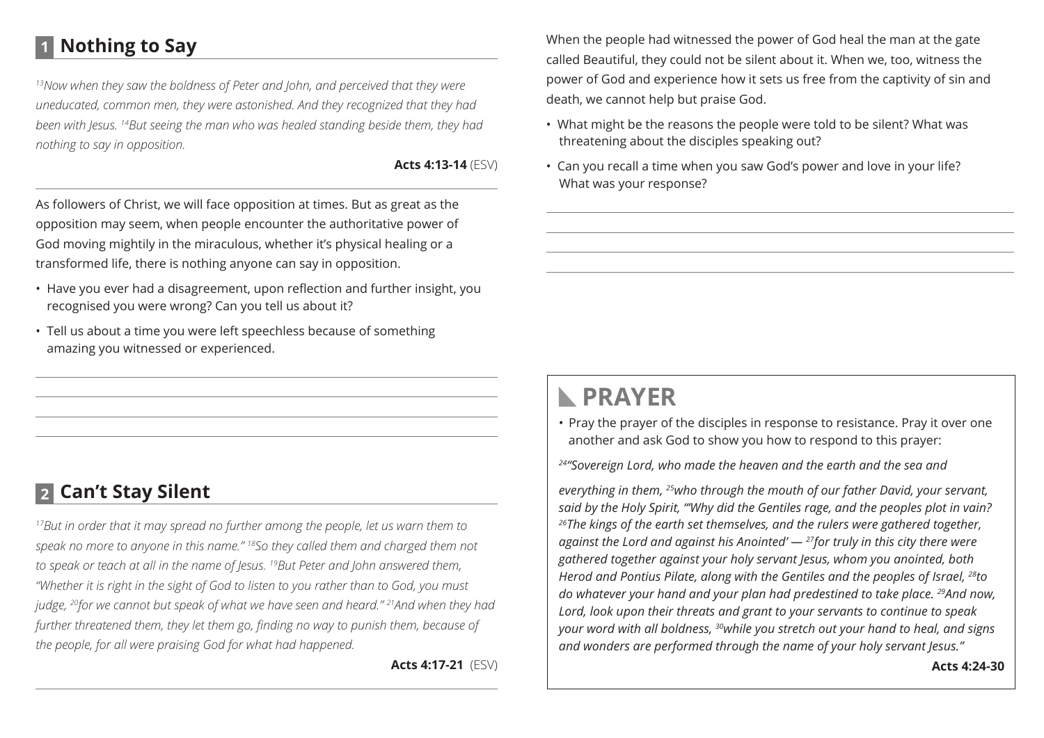## 1 Nothing to Say

*[13]Now when they saw the boldness of Peter and John, and perceived that they were uneducated, common men, they were astonished. And they recognized that they had been with Jesus. [14]But seeing the man who was healed standing beside them, they had nothing to say in opposition.*

**Acts 4:13-14** (ESV)

As followers of Christ, we will face opposition at times. But as great as the opposition may seem, when people encounter the authoritative power of God moving mightily in the miraculous, whether it's physical healing or a transformed life, there is nothing anyone can say in opposition.

- Have you ever had a disagreement, upon reflection and further insight, you recognised you were wrong? Can you tell us about it?
- Tell us about a time you were left speechless because of something amazing you witnessed or experienced.

## 2 Can't Stay Silent

*[17]But in order that it may spread no further among the people, let us warn them to speak no more to anyone in this name." [18]So they called them and charged them not to speak or teach at all in the name of Jesus. [19]But Peter and John answered them, "Whether it is right in the sight of God to listen to you rather than to God, you must judge, [20]for we cannot but speak of what we have seen and heard." [21]And when they had further threatened them, they let them go, finding no way to punish them, because of the people, for all were praising God for what had happened.*

**Acts 4:17-21** (ESV)

When the people had witnessed the power of God heal the man at the gate called Beautiful, they could not be silent about it. When we, too, witness the power of God and experience how it sets us free from the captivity of sin and death, we cannot help but praise God.

- What might be the reasons the people were told to be silent? What was threatening about the disciples speaking out?
- Can you recall a time when you saw God's power and love in your life? What was your response?

## PRAYER

- Pray the prayer of the disciples in response to resistance. Pray it over one another and ask God to show you how to respond to this prayer:

***[24]"Sovereign Lord, who made the heaven and the earth and the sea and everything in them, [25]who through the mouth of our father David, your servant, said by the Holy Spirit, "'Why did the Gentiles rage, and the peoples plot in vain? [26]The kings of the earth set themselves, and the rulers were gathered together, against the Lord and against his Anointed' — [27]for truly in this city there were gathered together against your holy servant Jesus, whom you anointed, both Herod and Pontius Pilate, along with the Gentiles and the peoples of Israel, [28]to do whatever your hand and your plan had predestined to take place. [29]And now, Lord, look upon their threats and grant to your servants to continue to speak your word with all boldness, [30]while you stretch out your hand to heal, and signs and wonders are performed through the name of your holy servant Jesus."***

**Acts 4:24-30**